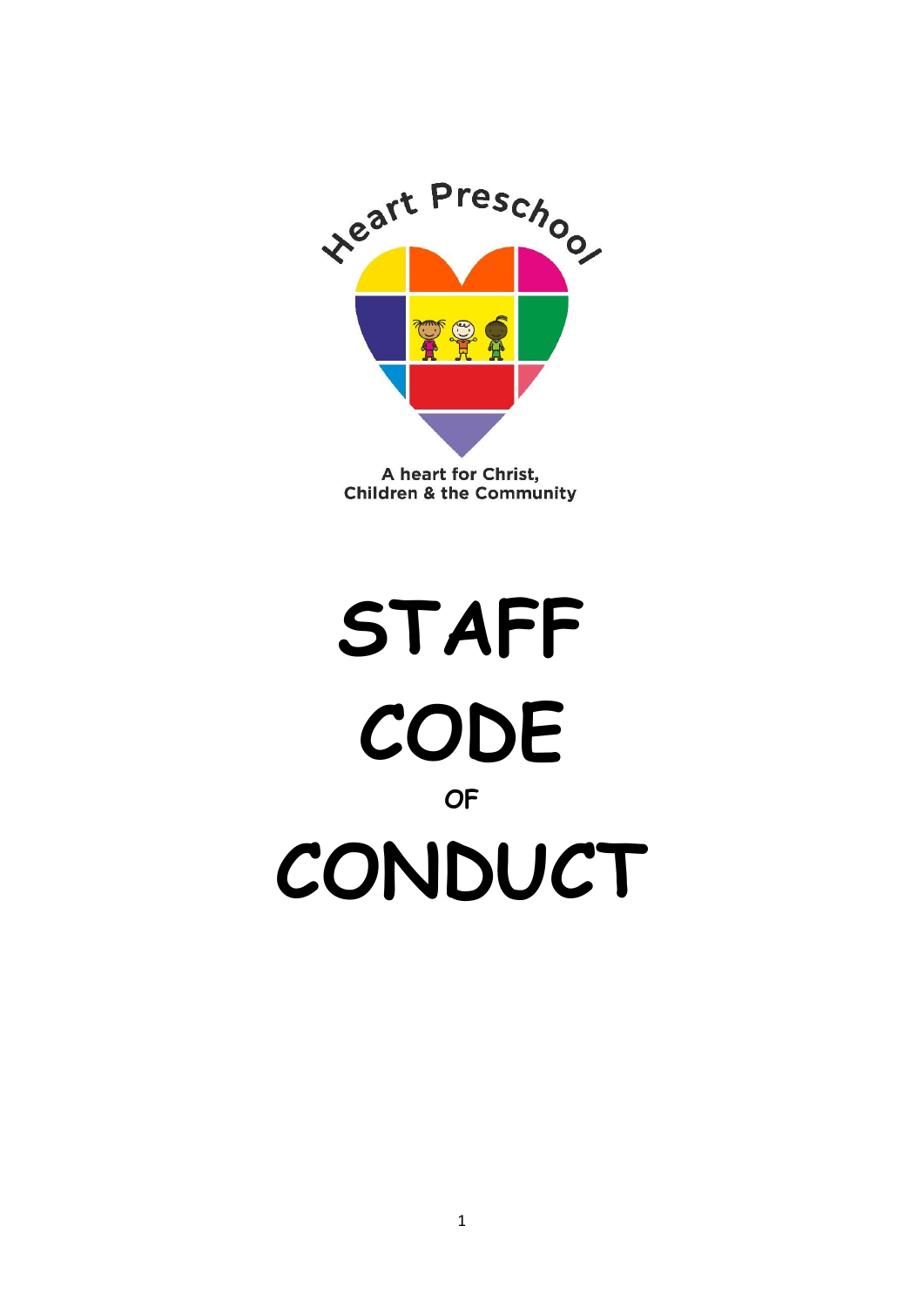Heart Preschool

A heart for Christ, Children & the Community

# STAFF CODE OF CONDUCT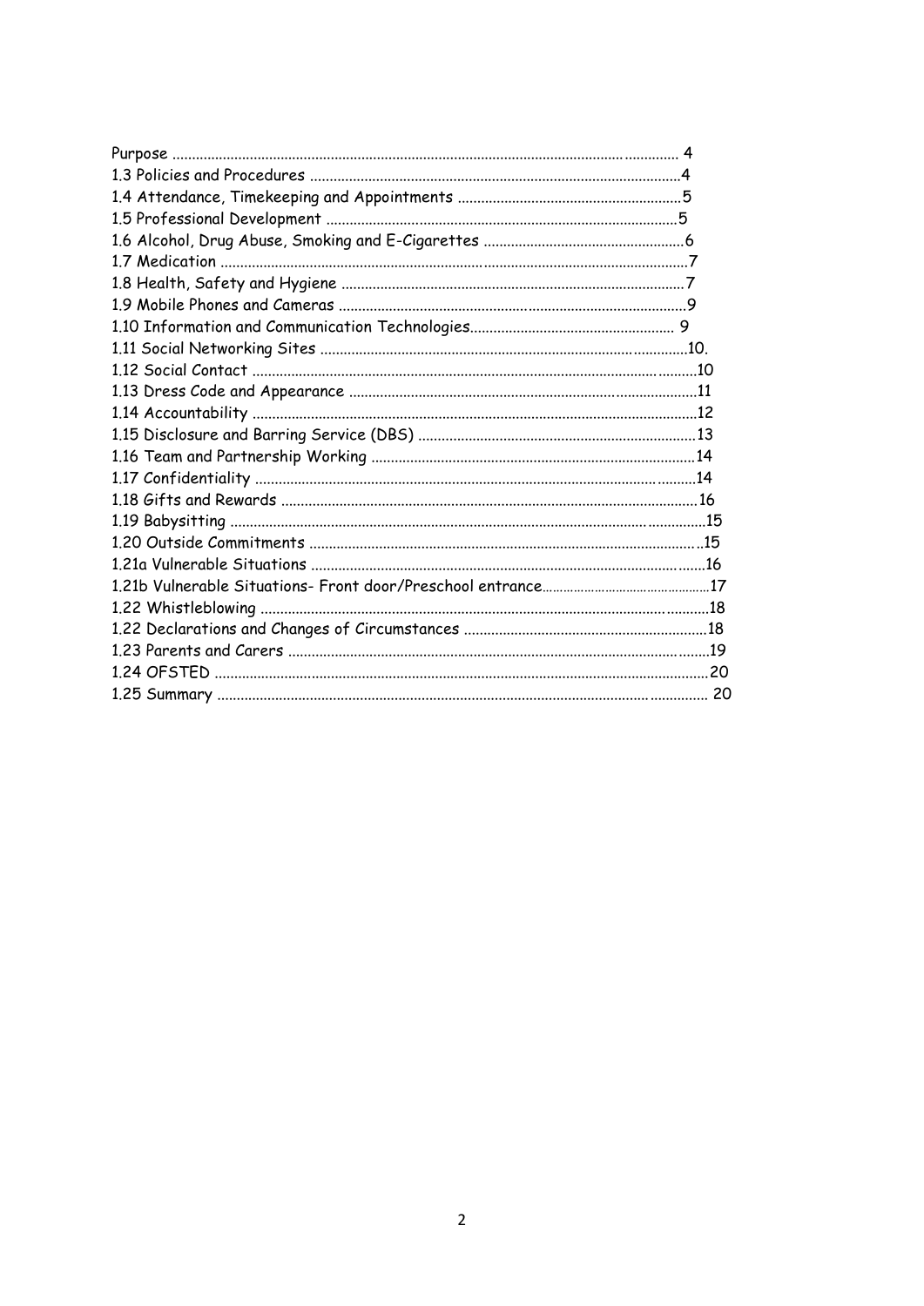Purpose .................................................................................................................... 4
1.3 Policies and Procedures ..........................................................................................4
1.4 Attendance, Timekeeping and Appointments ..........................................................5
1.5 Professional Development ........................................................................................5
1.6 Alcohol, Drug Abuse, Smoking and E-Cigarettes ....................................................6
1.7 Medication ...............................................................................................................7
1.8 Health, Safety and Hygiene .......................................................................................7
1.9 Mobile Phones and Cameras .....................................................................................9
1.10 Information and Communication Technologies...................................................... 9
1.11 Social Networking Sites ........................................................................................10.
1.12 Social Contact ......................................................................................................10
1.13 Dress Code and Appearance ..................................................................................11
1.14 Accountability ......................................................................................................12
1.15 Disclosure and Barring Service (DBS) ..................................................................13
1.16 Team and Partnership Working ............................................................................14
1.17 Confidentiality .....................................................................................................14
1.18 Gifts and Rewards ................................................................................................16
1.19 Babysitting ..........................................................................................................15
1.20 Outside Commitments ..........................................................................................15
1.21a Vulnerable Situations .........................................................................................16
1.21b Vulnerable Situations- Front door/Preschool entrance.........................................17
1.22 Whistleblowing ....................................................................................................18
1.22 Declarations and Changes of Circumstances .........................................................18
1.23 Parents and Carers ...............................................................................................19
1.24 OFSTED ...............................................................................................................20
1.25 Summary .............................................................................................................. 20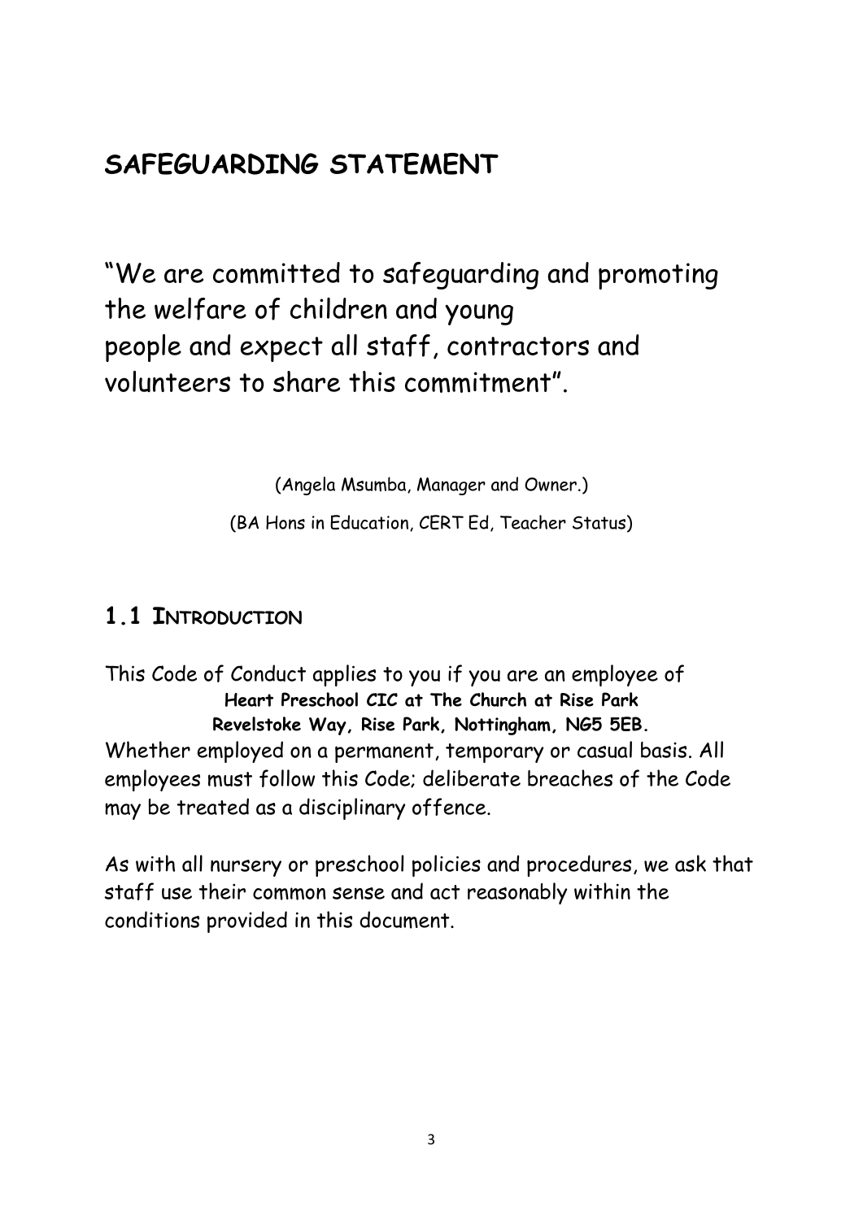## SAFEGUARDING STATEMENT

"We are committed to safeguarding and promoting the welfare of children and young people and expect all staff, contractors and volunteers to share this commitment".

(Angela Msumba, Manager and Owner.)

(BA Hons in Education, CERT Ed, Teacher Status)

### 1.1 INTRODUCTION

This Code of Conduct applies to you if you are an employee of

**Heart Preschool CIC at The Church at Rise Park**
**Revelstoke Way, Rise Park, Nottingham, NG5 5EB.**

Whether employed on a permanent, temporary or casual basis. All employees must follow this Code; deliberate breaches of the Code may be treated as a disciplinary offence.

As with all nursery or preschool policies and procedures, we ask that staff use their common sense and act reasonably within the conditions provided in this document.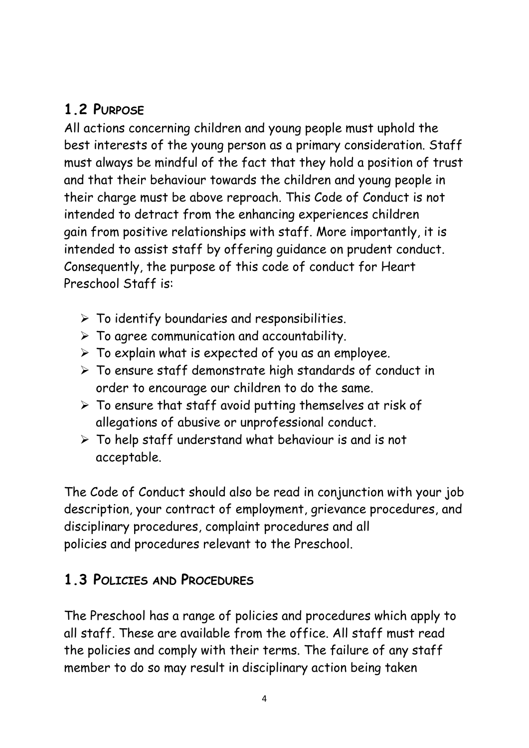## 1.2 Purpose

All actions concerning children and young people must uphold the best interests of the young person as a primary consideration. Staff must always be mindful of the fact that they hold a position of trust and that their behaviour towards the children and young people in their charge must be above reproach. This Code of Conduct is not intended to detract from the enhancing experiences children gain from positive relationships with staff. More importantly, it is intended to assist staff by offering guidance on prudent conduct. Consequently, the purpose of this code of conduct for Heart Preschool Staff is:

- To identify boundaries and responsibilities.
- To agree communication and accountability.
- To explain what is expected of you as an employee.
- To ensure staff demonstrate high standards of conduct in order to encourage our children to do the same.
- To ensure that staff avoid putting themselves at risk of allegations of abusive or unprofessional conduct.
- To help staff understand what behaviour is and is not acceptable.

The Code of Conduct should also be read in conjunction with your job description, your contract of employment, grievance procedures, and disciplinary procedures, complaint procedures and all policies and procedures relevant to the Preschool.

## 1.3 Policies and Procedures

The Preschool has a range of policies and procedures which apply to all staff. These are available from the office. All staff must read the policies and comply with their terms. The failure of any staff member to do so may result in disciplinary action being taken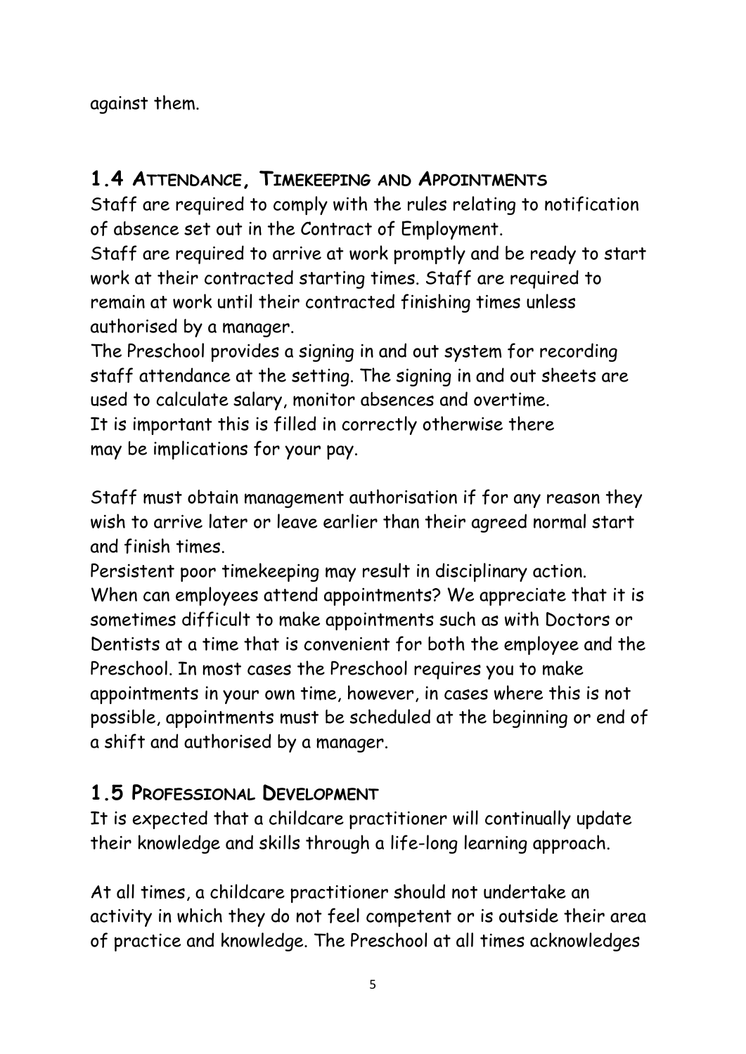against them.

## 1.4 Attendance, Timekeeping and Appointments

Staff are required to comply with the rules relating to notification of absence set out in the Contract of Employment.

Staff are required to arrive at work promptly and be ready to start work at their contracted starting times. Staff are required to remain at work until their contracted finishing times unless authorised by a manager.

The Preschool provides a signing in and out system for recording staff attendance at the setting. The signing in and out sheets are used to calculate salary, monitor absences and overtime.

It is important this is filled in correctly otherwise there may be implications for your pay.

Staff must obtain management authorisation if for any reason they wish to arrive later or leave earlier than their agreed normal start and finish times.

Persistent poor timekeeping may result in disciplinary action.

When can employees attend appointments? We appreciate that it is sometimes difficult to make appointments such as with Doctors or Dentists at a time that is convenient for both the employee and the Preschool. In most cases the Preschool requires you to make appointments in your own time, however, in cases where this is not possible, appointments must be scheduled at the beginning or end of a shift and authorised by a manager.

## 1.5 Professional Development

It is expected that a childcare practitioner will continually update their knowledge and skills through a life-long learning approach.

At all times, a childcare practitioner should not undertake an activity in which they do not feel competent or is outside their area of practice and knowledge. The Preschool at all times acknowledges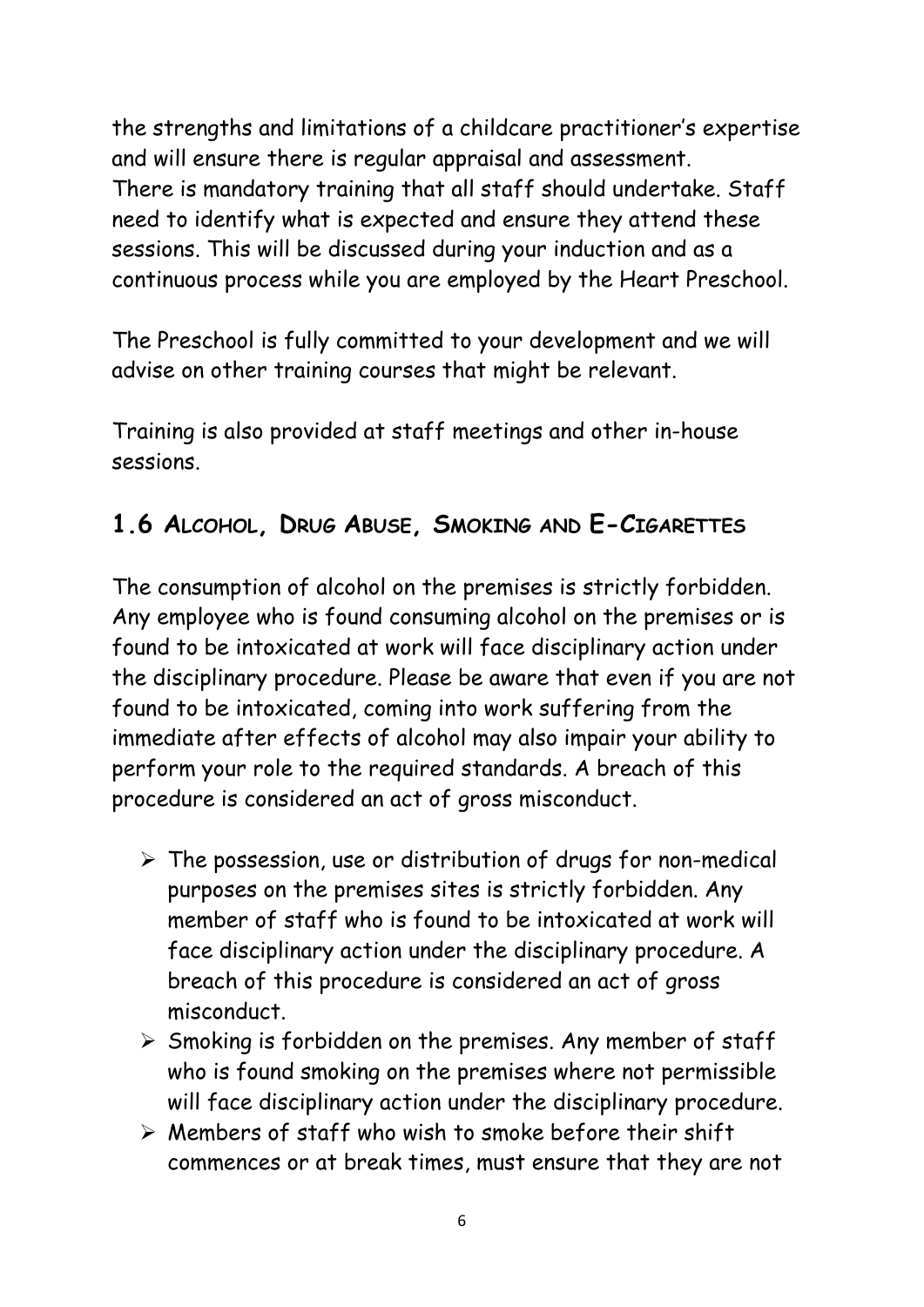the strengths and limitations of a childcare practitioner's expertise and will ensure there is regular appraisal and assessment.
There is mandatory training that all staff should undertake. Staff need to identify what is expected and ensure they attend these sessions. This will be discussed during your induction and as a continuous process while you are employed by the Heart Preschool.

The Preschool is fully committed to your development and we will advise on other training courses that might be relevant.

Training is also provided at staff meetings and other in-house sessions.

## 1.6 Alcohol, Drug Abuse, Smoking and E-Cigarettes

The consumption of alcohol on the premises is strictly forbidden. Any employee who is found consuming alcohol on the premises or is found to be intoxicated at work will face disciplinary action under the disciplinary procedure. Please be aware that even if you are not found to be intoxicated, coming into work suffering from the immediate after effects of alcohol may also impair your ability to perform your role to the required standards. A breach of this procedure is considered an act of gross misconduct.

- The possession, use or distribution of drugs for non-medical purposes on the premises sites is strictly forbidden. Any member of staff who is found to be intoxicated at work will face disciplinary action under the disciplinary procedure. A breach of this procedure is considered an act of gross misconduct.
- Smoking is forbidden on the premises. Any member of staff who is found smoking on the premises where not permissible will face disciplinary action under the disciplinary procedure.
- Members of staff who wish to smoke before their shift commences or at break times, must ensure that they are not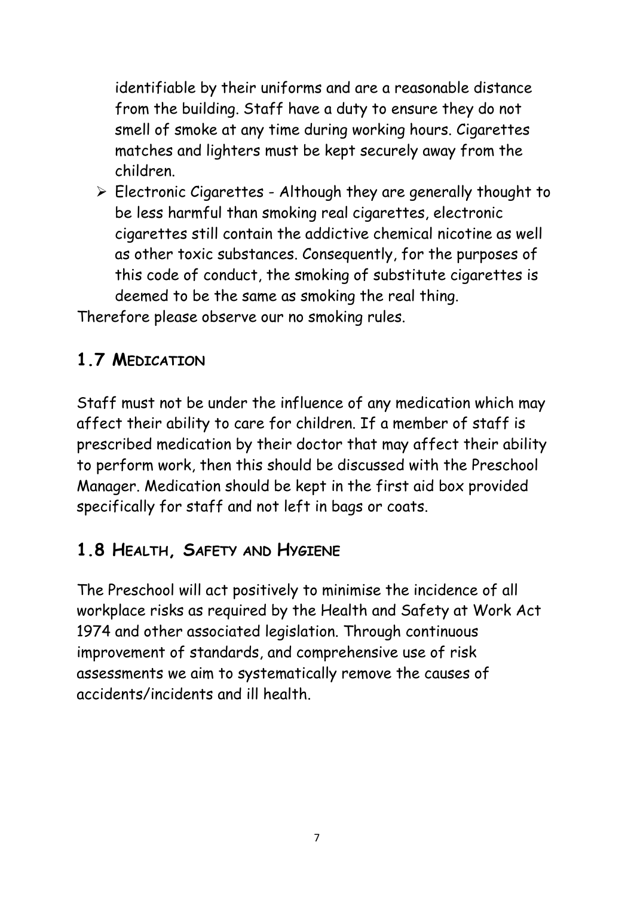identifiable by their uniforms and are a reasonable distance from the building. Staff have a duty to ensure they do not smell of smoke at any time during working hours. Cigarettes matches and lighters must be kept securely away from the children.

- Electronic Cigarettes - Although they are generally thought to be less harmful than smoking real cigarettes, electronic cigarettes still contain the addictive chemical nicotine as well as other toxic substances. Consequently, for the purposes of this code of conduct, the smoking of substitute cigarettes is deemed to be the same as smoking the real thing.

Therefore please observe our no smoking rules.

## 1.7 Medication

Staff must not be under the influence of any medication which may affect their ability to care for children. If a member of staff is prescribed medication by their doctor that may affect their ability to perform work, then this should be discussed with the Preschool Manager. Medication should be kept in the first aid box provided specifically for staff and not left in bags or coats.

## 1.8 Health, Safety and Hygiene

The Preschool will act positively to minimise the incidence of all workplace risks as required by the Health and Safety at Work Act 1974 and other associated legislation. Through continuous improvement of standards, and comprehensive use of risk assessments we aim to systematically remove the causes of accidents/incidents and ill health.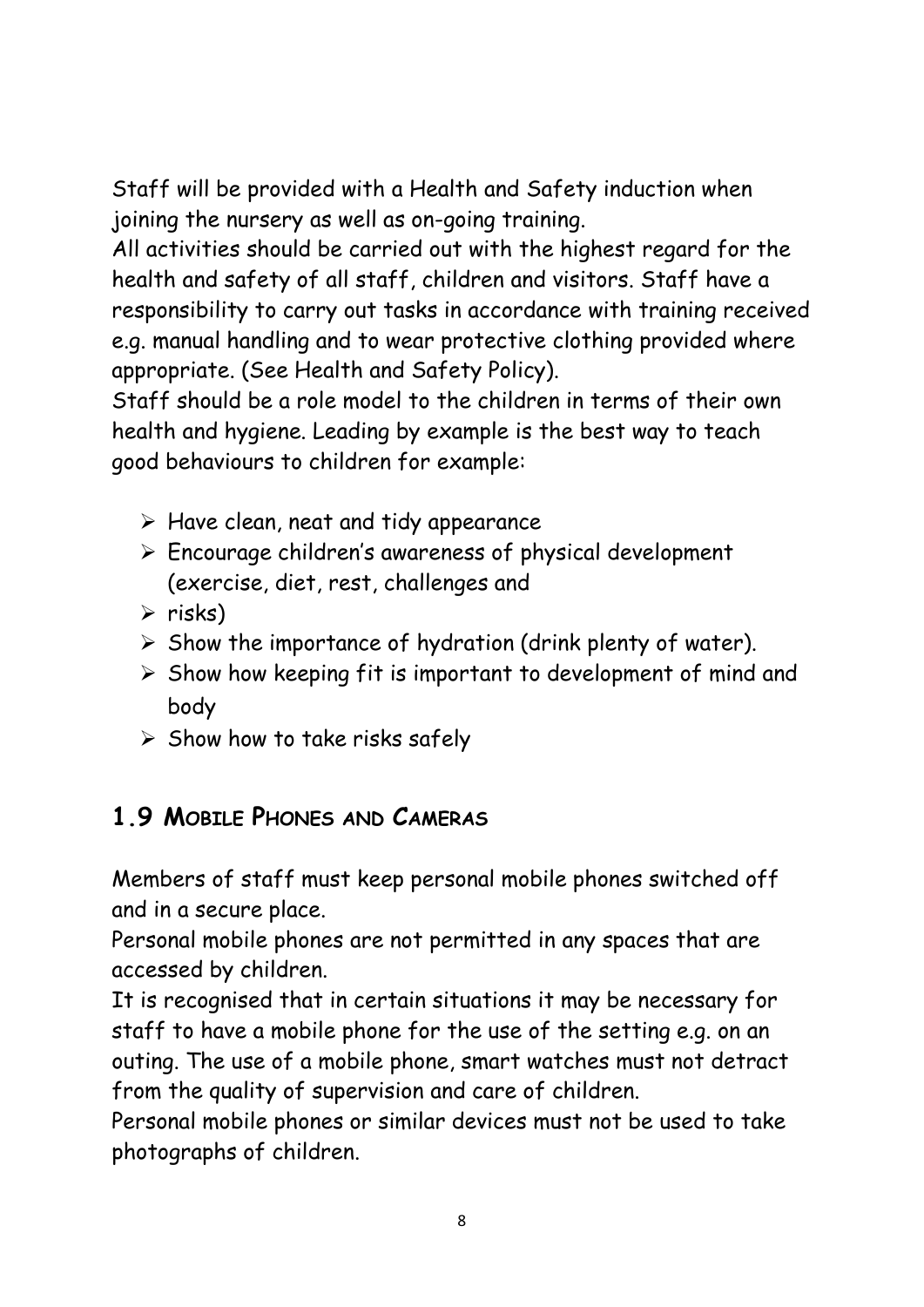Staff will be provided with a Health and Safety induction when joining the nursery as well as on-going training.

All activities should be carried out with the highest regard for the health and safety of all staff, children and visitors. Staff have a responsibility to carry out tasks in accordance with training received e.g. manual handling and to wear protective clothing provided where appropriate. (See Health and Safety Policy).

Staff should be a role model to the children in terms of their own health and hygiene. Leading by example is the best way to teach good behaviours to children for example:

- Have clean, neat and tidy appearance
- Encourage children's awareness of physical development (exercise, diet, rest, challenges and
- risks)
- Show the importance of hydration (drink plenty of water).
- Show how keeping fit is important to development of mind and body
- Show how to take risks safely

## 1.9 Mobile Phones and Cameras

Members of staff must keep personal mobile phones switched off and in a secure place.

Personal mobile phones are not permitted in any spaces that are accessed by children.

It is recognised that in certain situations it may be necessary for staff to have a mobile phone for the use of the setting e.g. on an outing. The use of a mobile phone, smart watches must not detract from the quality of supervision and care of children.

Personal mobile phones or similar devices must not be used to take photographs of children.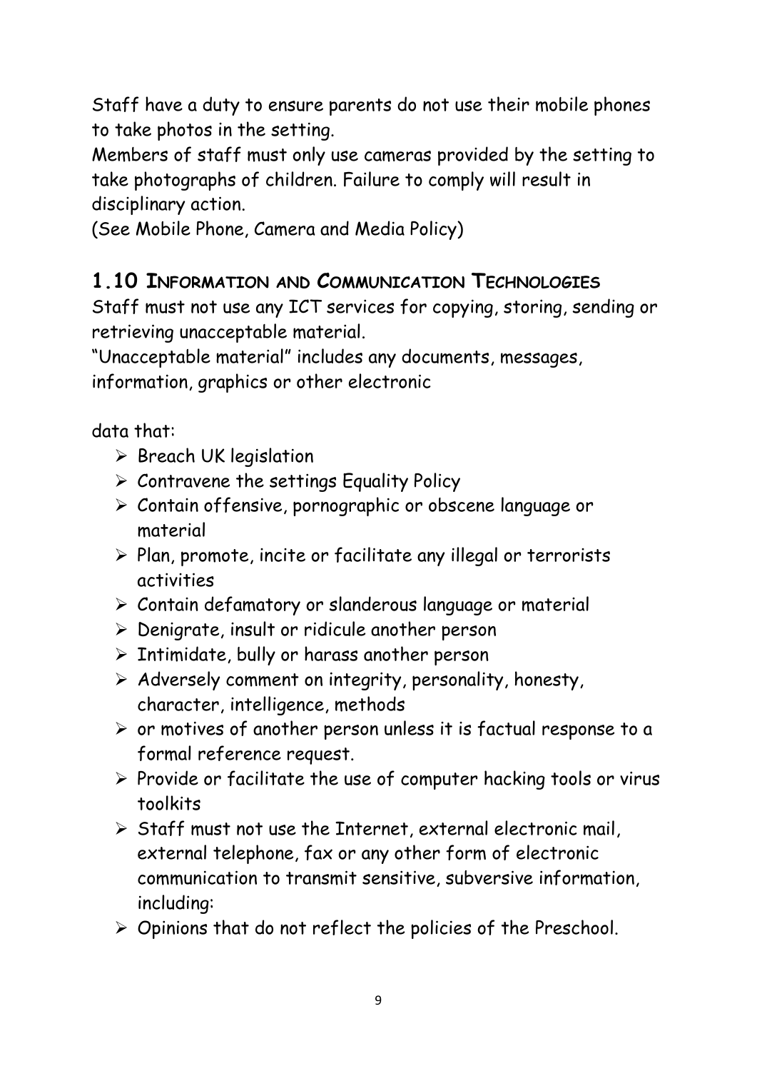Staff have a duty to ensure parents do not use their mobile phones to take photos in the setting.
Members of staff must only use cameras provided by the setting to take photographs of children. Failure to comply will result in disciplinary action.
(See Mobile Phone, Camera and Media Policy)

## 1.10 Information and Communication Technologies

Staff must not use any ICT services for copying, storing, sending or retrieving unacceptable material.
"Unacceptable material" includes any documents, messages, information, graphics or other electronic

data that:

- Breach UK legislation
- Contravene the settings Equality Policy
- Contain offensive, pornographic or obscene language or material
- Plan, promote, incite or facilitate any illegal or terrorists activities
- Contain defamatory or slanderous language or material
- Denigrate, insult or ridicule another person
- Intimidate, bully or harass another person
- Adversely comment on integrity, personality, honesty, character, intelligence, methods
- or motives of another person unless it is factual response to a formal reference request.
- Provide or facilitate the use of computer hacking tools or virus toolkits
- Staff must not use the Internet, external electronic mail, external telephone, fax or any other form of electronic communication to transmit sensitive, subversive information, including:
- Opinions that do not reflect the policies of the Preschool.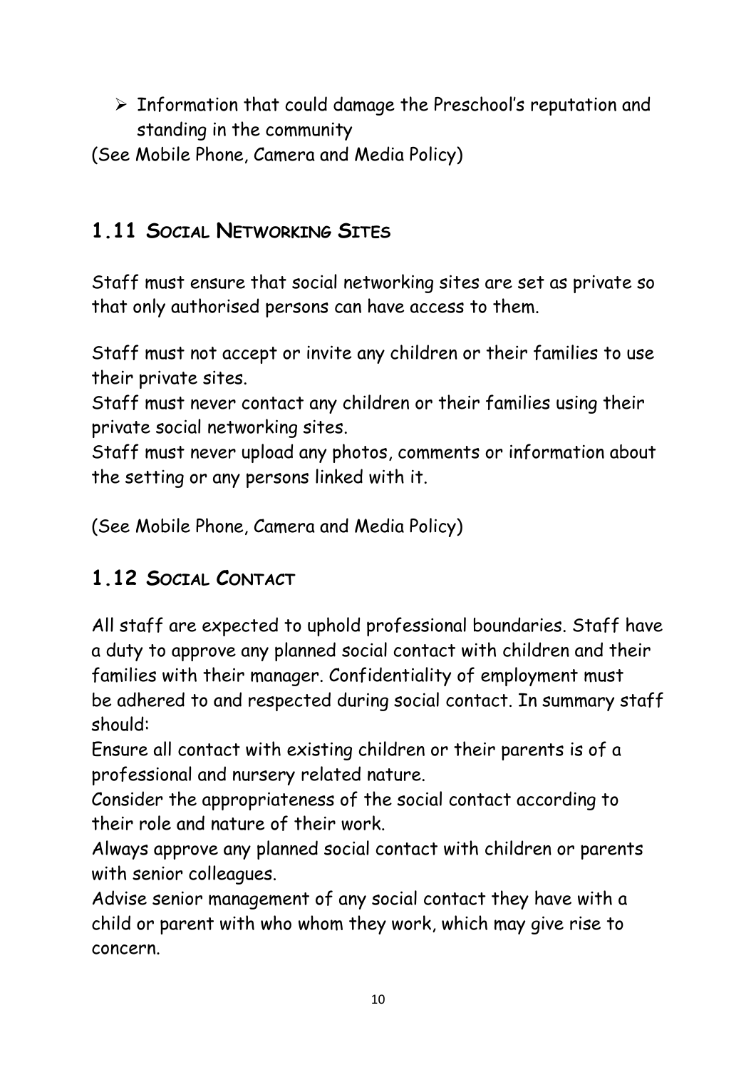- Information that could damage the Preschool's reputation and standing in the community

(See Mobile Phone, Camera and Media Policy)

## 1.11 SOCIAL NETWORKING SITES

Staff must ensure that social networking sites are set as private so that only authorised persons can have access to them.

Staff must not accept or invite any children or their families to use their private sites.
Staff must never contact any children or their families using their private social networking sites.
Staff must never upload any photos, comments or information about the setting or any persons linked with it.

(See Mobile Phone, Camera and Media Policy)

## 1.12 SOCIAL CONTACT

All staff are expected to uphold professional boundaries. Staff have a duty to approve any planned social contact with children and their families with their manager. Confidentiality of employment must be adhered to and respected during social contact. In summary staff should:
Ensure all contact with existing children or their parents is of a professional and nursery related nature.
Consider the appropriateness of the social contact according to their role and nature of their work.
Always approve any planned social contact with children or parents with senior colleagues.
Advise senior management of any social contact they have with a child or parent with who whom they work, which may give rise to concern.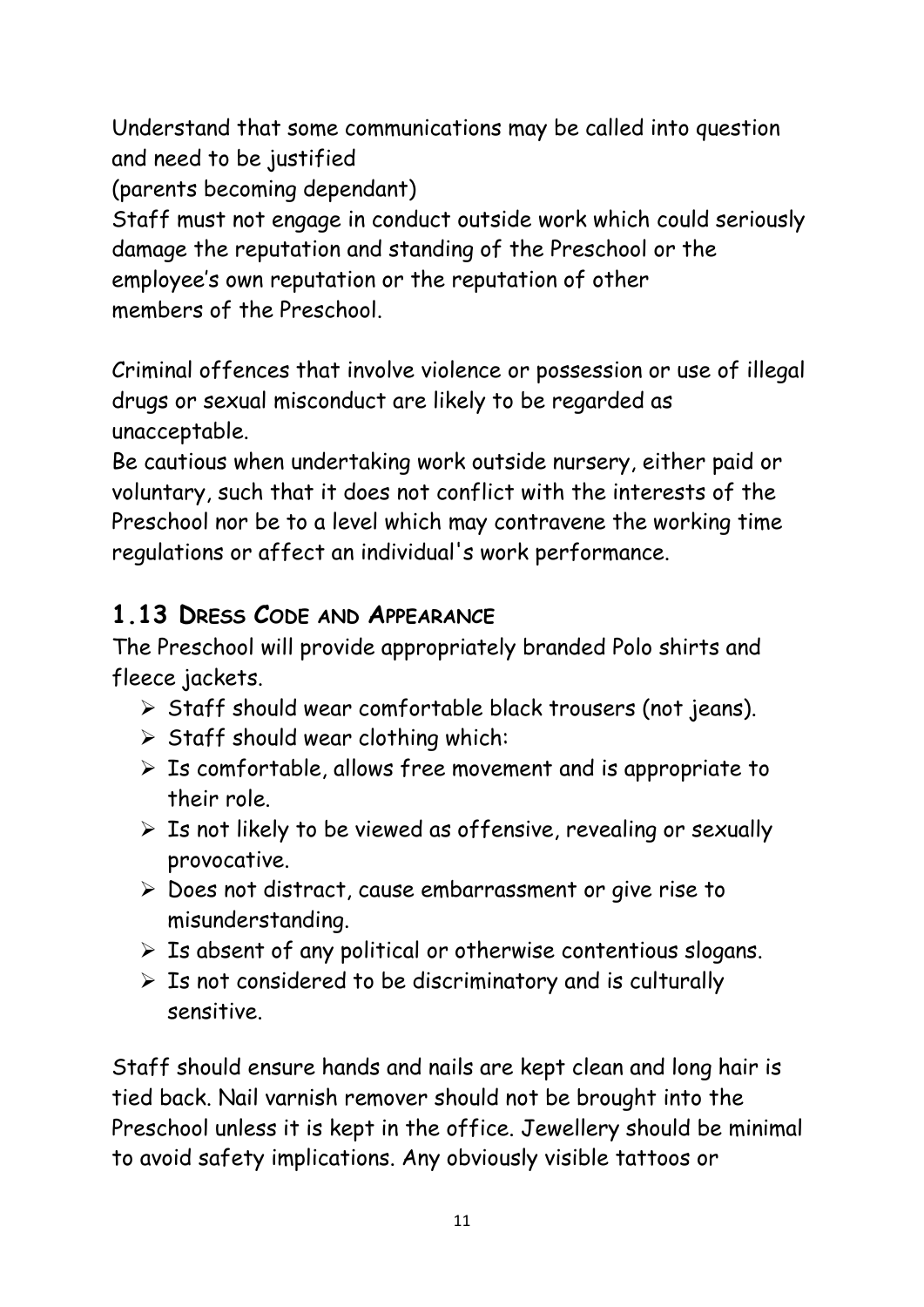Understand that some communications may be called into question and need to be justified
(parents becoming dependant)
Staff must not engage in conduct outside work which could seriously damage the reputation and standing of the Preschool or the employee's own reputation or the reputation of other members of the Preschool.

Criminal offences that involve violence or possession or use of illegal drugs or sexual misconduct are likely to be regarded as unacceptable.
Be cautious when undertaking work outside nursery, either paid or voluntary, such that it does not conflict with the interests of the Preschool nor be to a level which may contravene the working time regulations or affect an individual's work performance.

## 1.13 Dress Code and Appearance

The Preschool will provide appropriately branded Polo shirts and fleece jackets.

- Staff should wear comfortable black trousers (not jeans).
- Staff should wear clothing which:
- Is comfortable, allows free movement and is appropriate to their role.
- Is not likely to be viewed as offensive, revealing or sexually provocative.
- Does not distract, cause embarrassment or give rise to misunderstanding.
- Is absent of any political or otherwise contentious slogans.
- Is not considered to be discriminatory and is culturally sensitive.

Staff should ensure hands and nails are kept clean and long hair is tied back. Nail varnish remover should not be brought into the Preschool unless it is kept in the office. Jewellery should be minimal to avoid safety implications. Any obviously visible tattoos or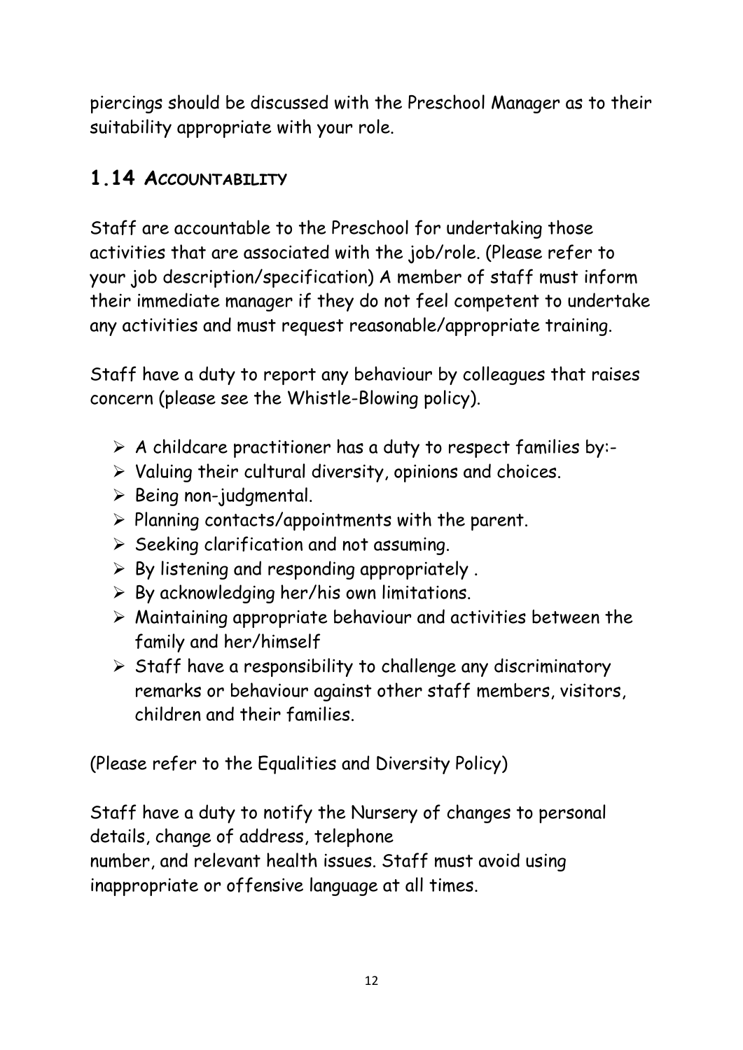piercings should be discussed with the Preschool Manager as to their suitability appropriate with your role.

## 1.14 Accountability

Staff are accountable to the Preschool for undertaking those activities that are associated with the job/role. (Please refer to your job description/specification) A member of staff must inform their immediate manager if they do not feel competent to undertake any activities and must request reasonable/appropriate training.

Staff have a duty to report any behaviour by colleagues that raises concern (please see the Whistle-Blowing policy).

- A childcare practitioner has a duty to respect families by:-
- Valuing their cultural diversity, opinions and choices.
- Being non-judgmental.
- Planning contacts/appointments with the parent.
- Seeking clarification and not assuming.
- By listening and responding appropriately .
- By acknowledging her/his own limitations.
- Maintaining appropriate behaviour and activities between the family and her/himself
- Staff have a responsibility to challenge any discriminatory remarks or behaviour against other staff members, visitors, children and their families.

(Please refer to the Equalities and Diversity Policy)

Staff have a duty to notify the Nursery of changes to personal details, change of address, telephone number, and relevant health issues. Staff must avoid using inappropriate or offensive language at all times.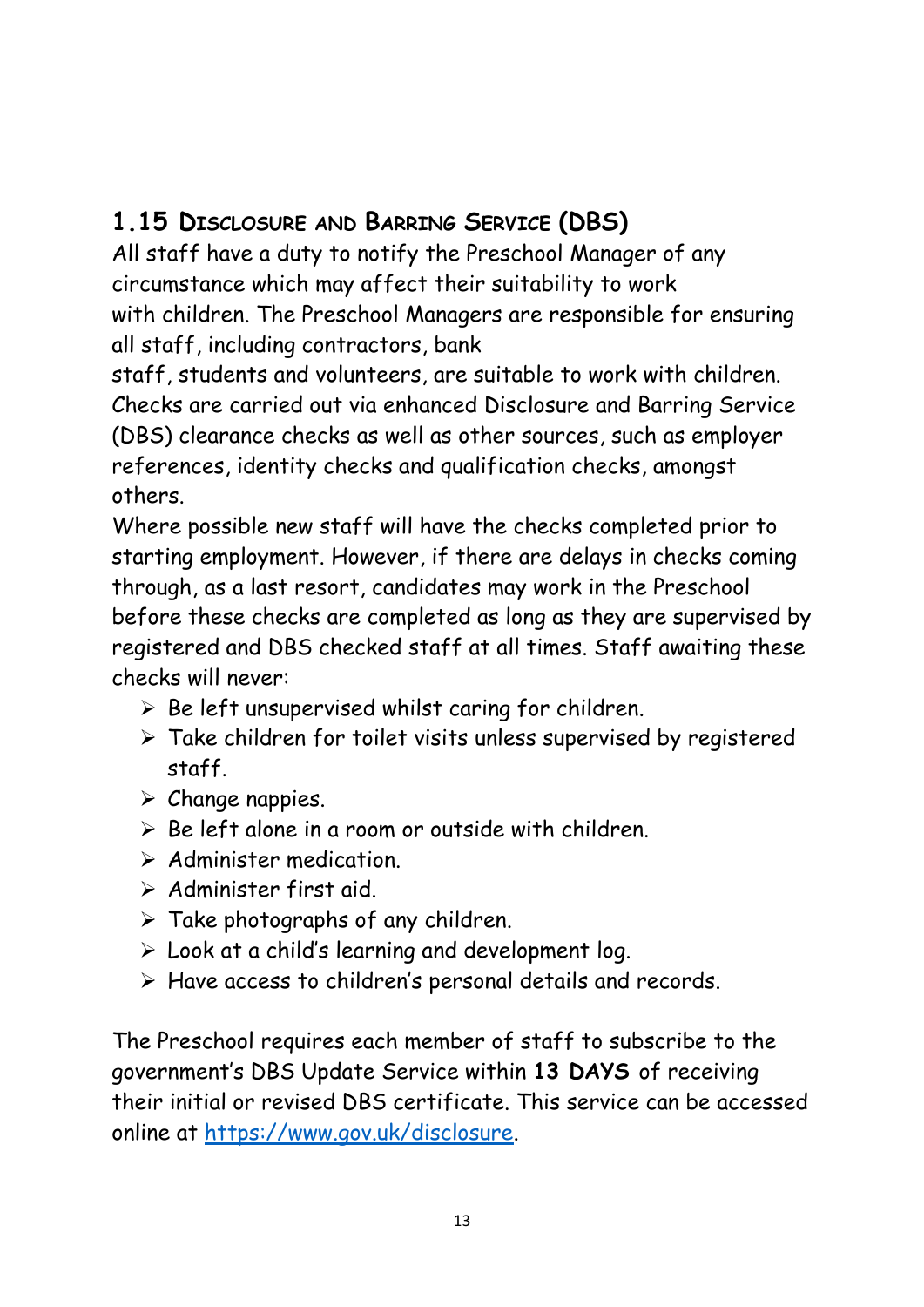## 1.15 Disclosure and Barring Service (DBS)

All staff have a duty to notify the Preschool Manager of any circumstance which may affect their suitability to work with children. The Preschool Managers are responsible for ensuring all staff, including contractors, bank staff, students and volunteers, are suitable to work with children. Checks are carried out via enhanced Disclosure and Barring Service (DBS) clearance checks as well as other sources, such as employer references, identity checks and qualification checks, amongst others.

Where possible new staff will have the checks completed prior to starting employment. However, if there are delays in checks coming through, as a last resort, candidates may work in the Preschool before these checks are completed as long as they are supervised by registered and DBS checked staff at all times. Staff awaiting these checks will never:

- Be left unsupervised whilst caring for children.
- Take children for toilet visits unless supervised by registered staff.
- Change nappies.
- Be left alone in a room or outside with children.
- Administer medication.
- Administer first aid.
- Take photographs of any children.
- Look at a child's learning and development log.
- Have access to children's personal details and records.

The Preschool requires each member of staff to subscribe to the government's DBS Update Service within **13 DAYS** of receiving their initial or revised DBS certificate. This service can be accessed online at [https://www.gov.uk/disclosure](https://www.gov.uk/disclosure).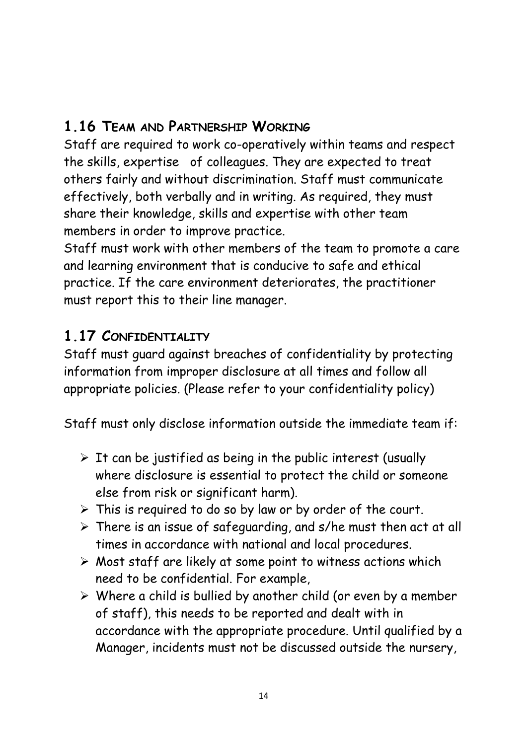## 1.16 Team and Partnership Working

Staff are required to work co-operatively within teams and respect the skills, expertise of colleagues. They are expected to treat others fairly and without discrimination. Staff must communicate effectively, both verbally and in writing. As required, they must share their knowledge, skills and expertise with other team members in order to improve practice.

Staff must work with other members of the team to promote a care and learning environment that is conducive to safe and ethical practice. If the care environment deteriorates, the practitioner must report this to their line manager.

## 1.17 Confidentiality

Staff must guard against breaches of confidentiality by protecting information from improper disclosure at all times and follow all appropriate policies. (Please refer to your confidentiality policy)

Staff must only disclose information outside the immediate team if:

- It can be justified as being in the public interest (usually where disclosure is essential to protect the child or someone else from risk or significant harm).
- This is required to do so by law or by order of the court.
- There is an issue of safeguarding, and s/he must then act at all times in accordance with national and local procedures.
- Most staff are likely at some point to witness actions which need to be confidential. For example,
- Where a child is bullied by another child (or even by a member of staff), this needs to be reported and dealt with in accordance with the appropriate procedure. Until qualified by a Manager, incidents must not be discussed outside the nursery,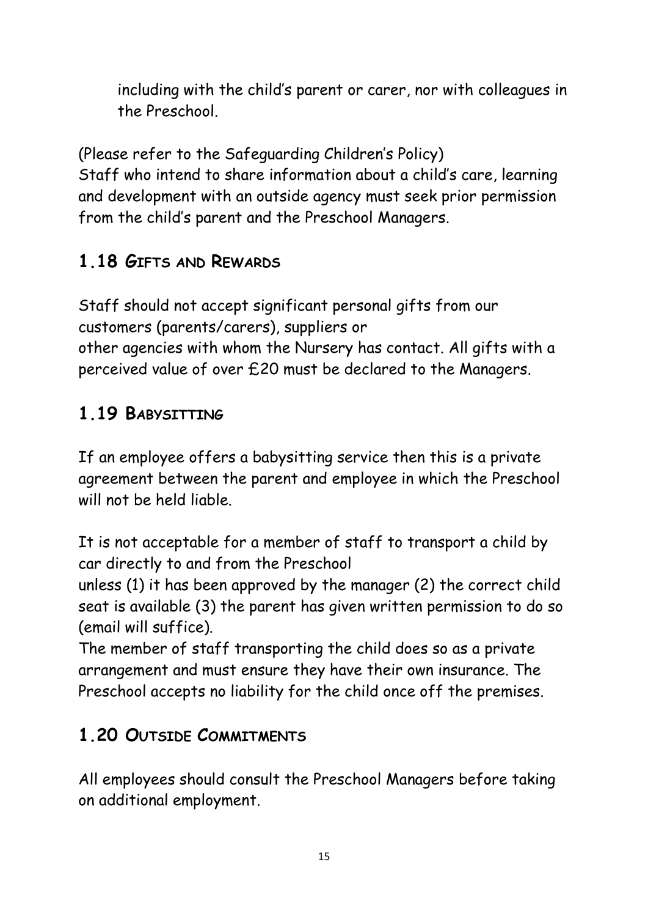including with the child's parent or carer, nor with colleagues in the Preschool.

(Please refer to the Safeguarding Children's Policy)
Staff who intend to share information about a child's care, learning and development with an outside agency must seek prior permission from the child's parent and the Preschool Managers.

## 1.18 Gifts and Rewards

Staff should not accept significant personal gifts from our customers (parents/carers), suppliers or other agencies with whom the Nursery has contact. All gifts with a perceived value of over £20 must be declared to the Managers.

## 1.19 Babysitting

If an employee offers a babysitting service then this is a private agreement between the parent and employee in which the Preschool will not be held liable.

It is not acceptable for a member of staff to transport a child by car directly to and from the Preschool unless (1) it has been approved by the manager (2) the correct child seat is available (3) the parent has given written permission to do so (email will suffice).
The member of staff transporting the child does so as a private arrangement and must ensure they have their own insurance. The Preschool accepts no liability for the child once off the premises.

## 1.20 Outside Commitments

All employees should consult the Preschool Managers before taking on additional employment.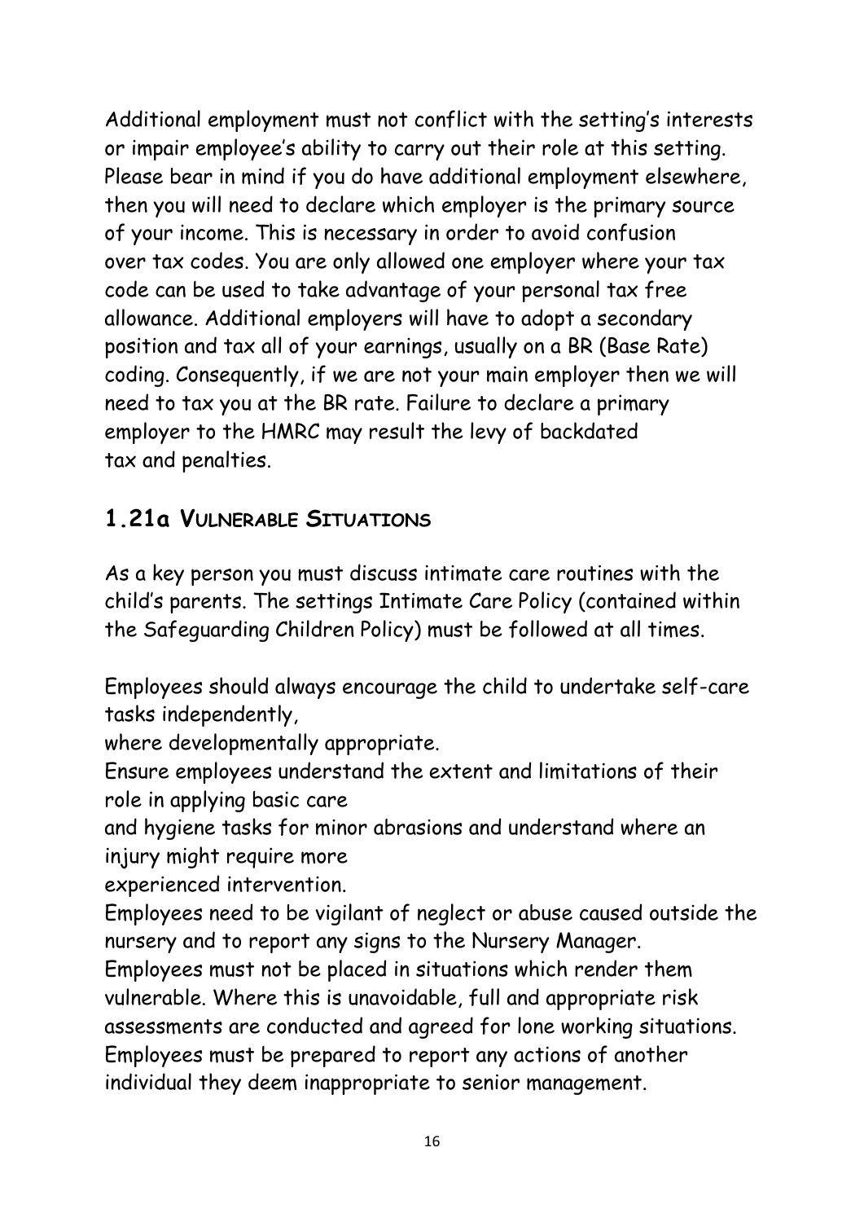Additional employment must not conflict with the setting's interests or impair employee's ability to carry out their role at this setting. Please bear in mind if you do have additional employment elsewhere, then you will need to declare which employer is the primary source of your income. This is necessary in order to avoid confusion over tax codes. You are only allowed one employer where your tax code can be used to take advantage of your personal tax free allowance. Additional employers will have to adopt a secondary position and tax all of your earnings, usually on a BR (Base Rate) coding. Consequently, if we are not your main employer then we will need to tax you at the BR rate. Failure to declare a primary employer to the HMRC may result the levy of backdated tax and penalties.

## 1.21a VULNERABLE SITUATIONS

As a key person you must discuss intimate care routines with the child's parents. The settings Intimate Care Policy (contained within the Safeguarding Children Policy) must be followed at all times.

Employees should always encourage the child to undertake self-care tasks independently,
where developmentally appropriate.
Ensure employees understand the extent and limitations of their role in applying basic care
and hygiene tasks for minor abrasions and understand where an injury might require more
experienced intervention.
Employees need to be vigilant of neglect or abuse caused outside the nursery and to report any signs to the Nursery Manager.
Employees must not be placed in situations which render them vulnerable. Where this is unavoidable, full and appropriate risk assessments are conducted and agreed for lone working situations.
Employees must be prepared to report any actions of another individual they deem inappropriate to senior management.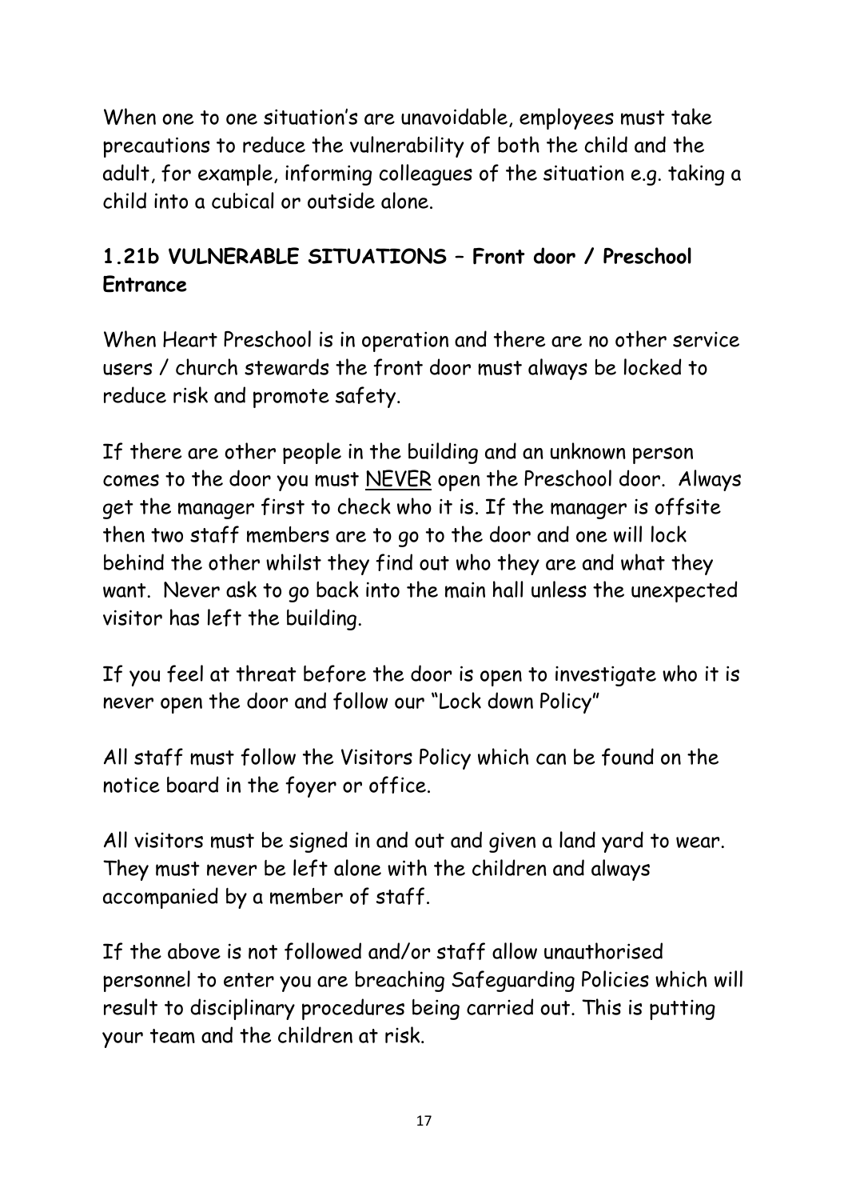When one to one situation's are unavoidable, employees must take precautions to reduce the vulnerability of both the child and the adult, for example, informing colleagues of the situation e.g. taking a child into a cubical or outside alone.

### 1.21b VULNERABLE SITUATIONS – Front door / Preschool Entrance

When Heart Preschool is in operation and there are no other service users / church stewards the front door must always be locked to reduce risk and promote safety.

If there are other people in the building and an unknown person comes to the door you must <u>NEVER</u> open the Preschool door. Always get the manager first to check who it is. If the manager is offsite then two staff members are to go to the door and one will lock behind the other whilst they find out who they are and what they want. Never ask to go back into the main hall unless the unexpected visitor has left the building.

If you feel at threat before the door is open to investigate who it is never open the door and follow our "Lock down Policy"

All staff must follow the Visitors Policy which can be found on the notice board in the foyer or office.

All visitors must be signed in and out and given a land yard to wear. They must never be left alone with the children and always accompanied by a member of staff.

If the above is not followed and/or staff allow unauthorised personnel to enter you are breaching Safeguarding Policies which will result to disciplinary procedures being carried out. This is putting your team and the children at risk.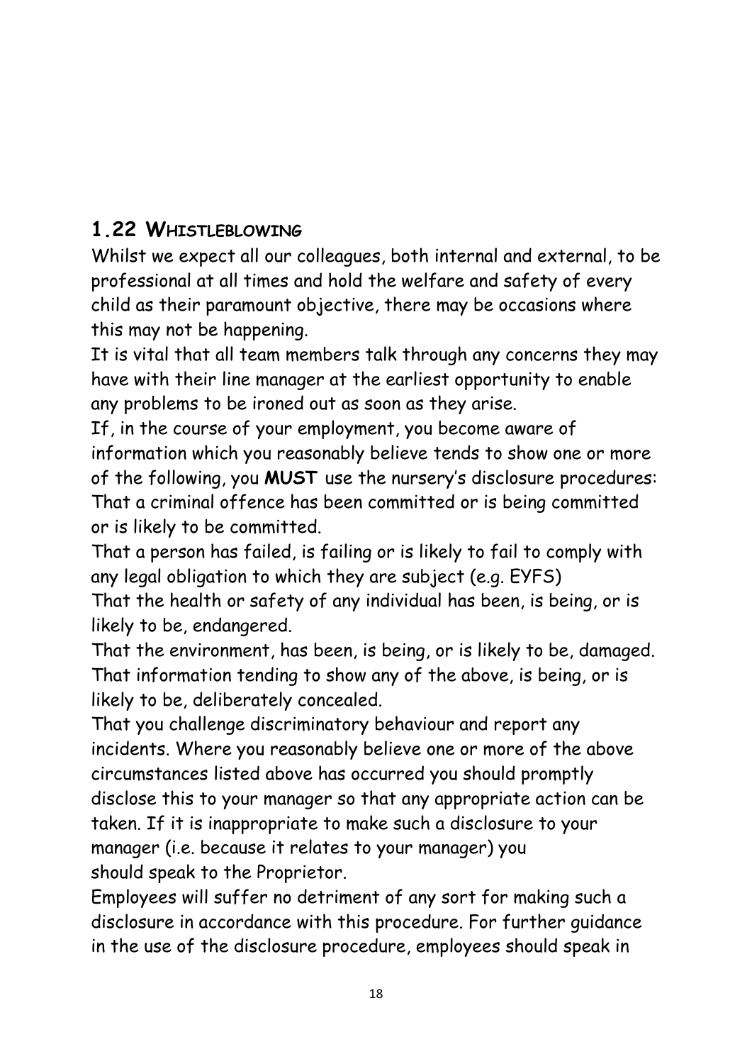## 1.22 WHISTLEBLOWING

Whilst we expect all our colleagues, both internal and external, to be professional at all times and hold the welfare and safety of every child as their paramount objective, there may be occasions where this may not be happening.

It is vital that all team members talk through any concerns they may have with their line manager at the earliest opportunity to enable any problems to be ironed out as soon as they arise.

If, in the course of your employment, you become aware of information which you reasonably believe tends to show one or more of the following, you **MUST** use the nursery's disclosure procedures:

That a criminal offence has been committed or is being committed or is likely to be committed.

That a person has failed, is failing or is likely to fail to comply with any legal obligation to which they are subject (e.g. EYFS)

That the health or safety of any individual has been, is being, or is likely to be, endangered.

That the environment, has been, is being, or is likely to be, damaged.

That information tending to show any of the above, is being, or is likely to be, deliberately concealed.

That you challenge discriminatory behaviour and report any incidents. Where you reasonably believe one or more of the above circumstances listed above has occurred you should promptly disclose this to your manager so that any appropriate action can be taken. If it is inappropriate to make such a disclosure to your manager (i.e. because it relates to your manager) you should speak to the Proprietor.

Employees will suffer no detriment of any sort for making such a disclosure in accordance with this procedure. For further guidance in the use of the disclosure procedure, employees should speak in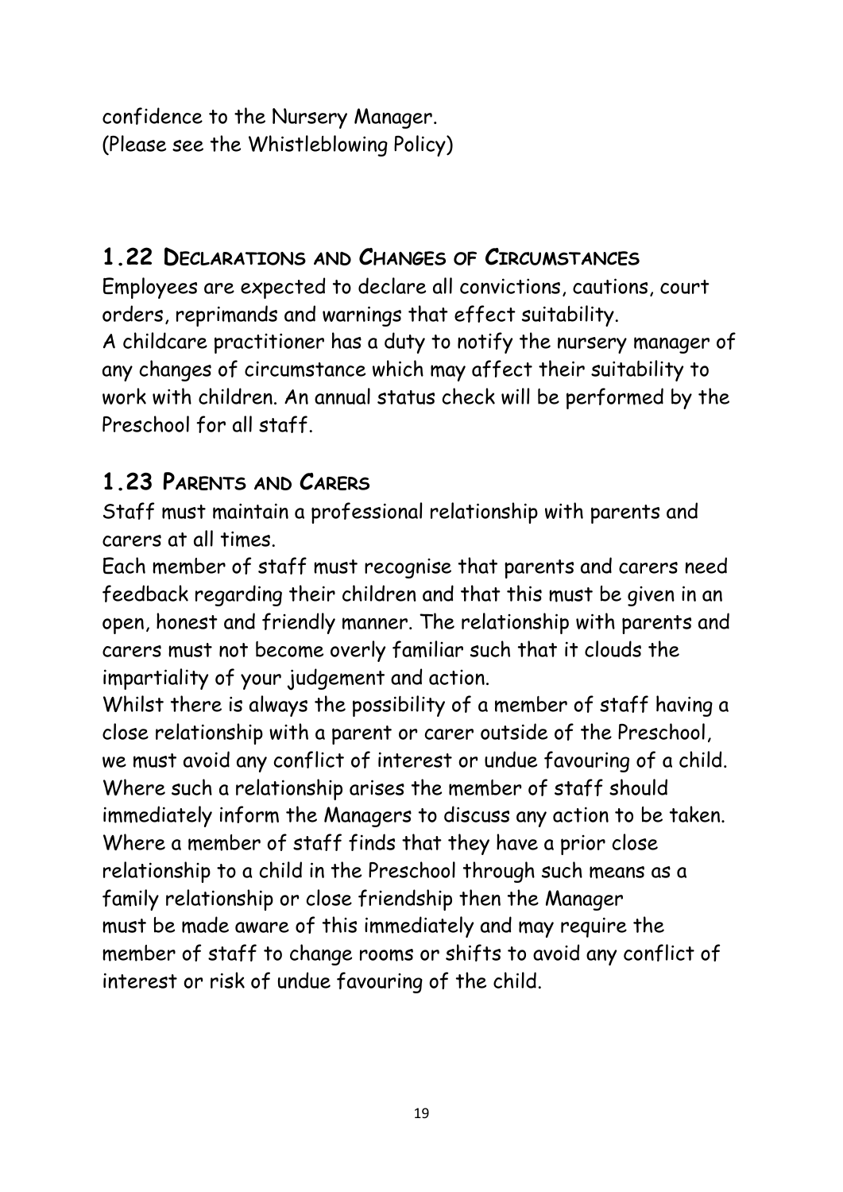confidence to the Nursery Manager.
(Please see the Whistleblowing Policy)

## 1.22 Declarations and Changes of Circumstances

Employees are expected to declare all convictions, cautions, court orders, reprimands and warnings that effect suitability.
A childcare practitioner has a duty to notify the nursery manager of any changes of circumstance which may affect their suitability to work with children. An annual status check will be performed by the Preschool for all staff.

## 1.23 Parents and Carers

Staff must maintain a professional relationship with parents and carers at all times.
Each member of staff must recognise that parents and carers need feedback regarding their children and that this must be given in an open, honest and friendly manner. The relationship with parents and carers must not become overly familiar such that it clouds the impartiality of your judgement and action.
Whilst there is always the possibility of a member of staff having a close relationship with a parent or carer outside of the Preschool, we must avoid any conflict of interest or undue favouring of a child. Where such a relationship arises the member of staff should immediately inform the Managers to discuss any action to be taken. Where a member of staff finds that they have a prior close relationship to a child in the Preschool through such means as a family relationship or close friendship then the Manager must be made aware of this immediately and may require the member of staff to change rooms or shifts to avoid any conflict of interest or risk of undue favouring of the child.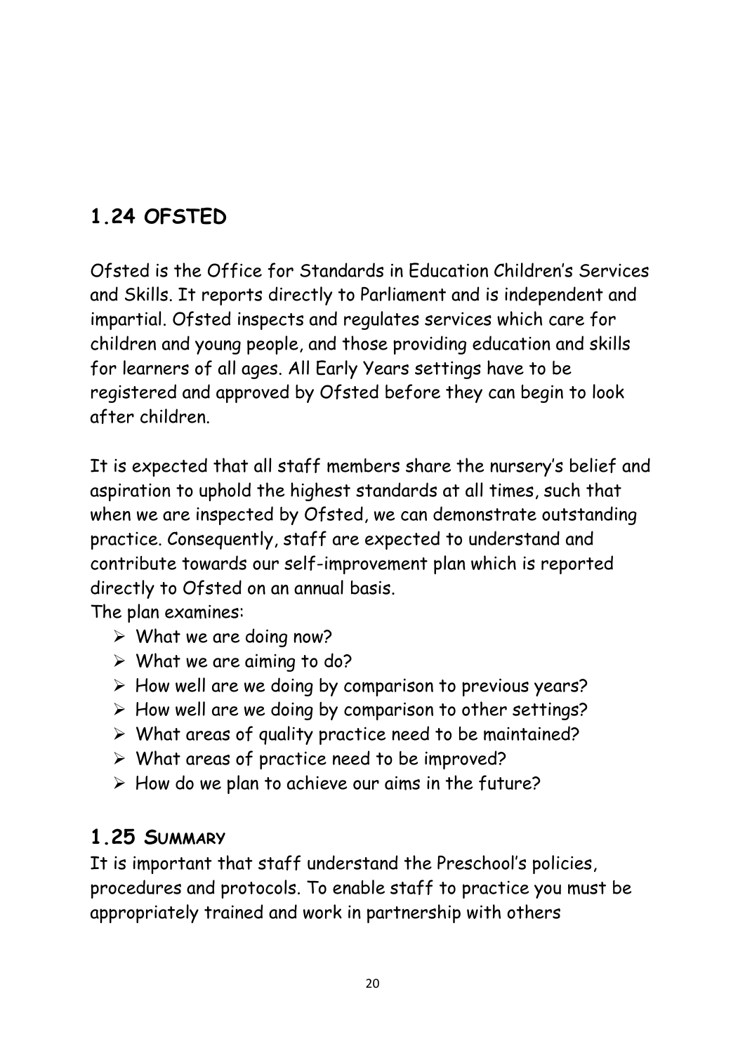## 1.24 OFSTED

Ofsted is the Office for Standards in Education Children's Services and Skills. It reports directly to Parliament and is independent and impartial. Ofsted inspects and regulates services which care for children and young people, and those providing education and skills for learners of all ages. All Early Years settings have to be registered and approved by Ofsted before they can begin to look after children.

It is expected that all staff members share the nursery's belief and aspiration to uphold the highest standards at all times, such that when we are inspected by Ofsted, we can demonstrate outstanding practice. Consequently, staff are expected to understand and contribute towards our self-improvement plan which is reported directly to Ofsted on an annual basis.
The plan examines:

- What we are doing now?
- What we are aiming to do?
- How well are we doing by comparison to previous years?
- How well are we doing by comparison to other settings?
- What areas of quality practice need to be maintained?
- What areas of practice need to be improved?
- How do we plan to achieve our aims in the future?

## 1.25 SUMMARY

It is important that staff understand the Preschool's policies, procedures and protocols. To enable staff to practice you must be appropriately trained and work in partnership with others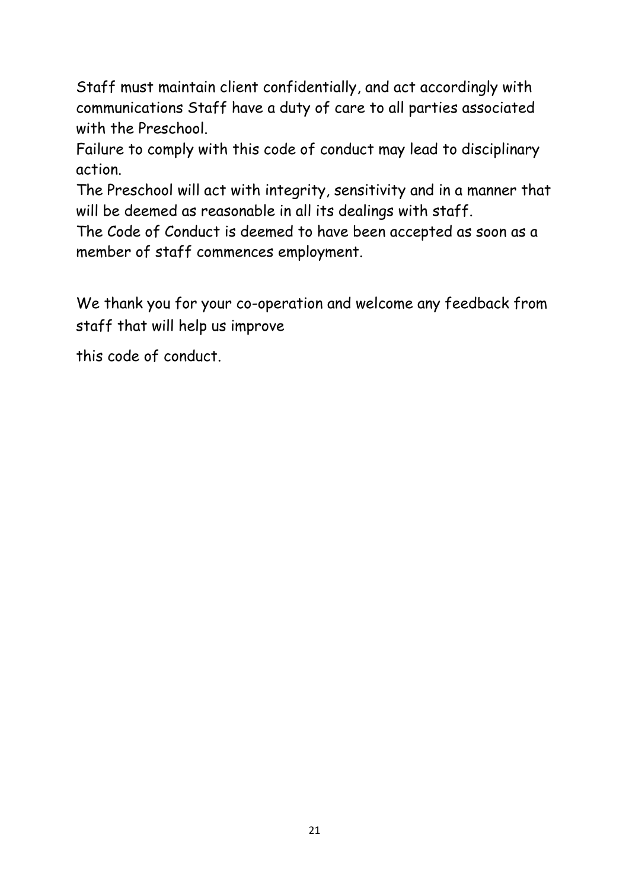Staff must maintain client confidentially, and act accordingly with communications Staff have a duty of care to all parties associated with the Preschool.

Failure to comply with this code of conduct may lead to disciplinary action.

The Preschool will act with integrity, sensitivity and in a manner that will be deemed as reasonable in all its dealings with staff.

The Code of Conduct is deemed to have been accepted as soon as a member of staff commences employment.

We thank you for your co-operation and welcome any feedback from staff that will help us improve

this code of conduct.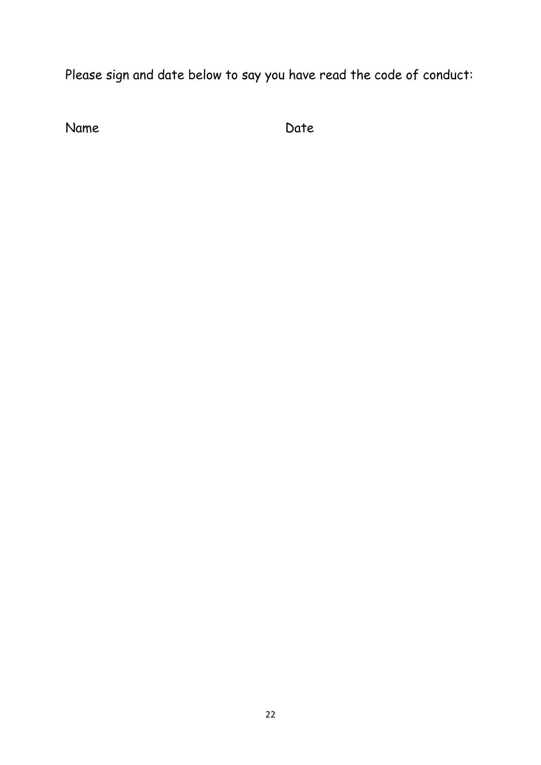Please sign and date below to say you have read the code of conduct:

Name Date